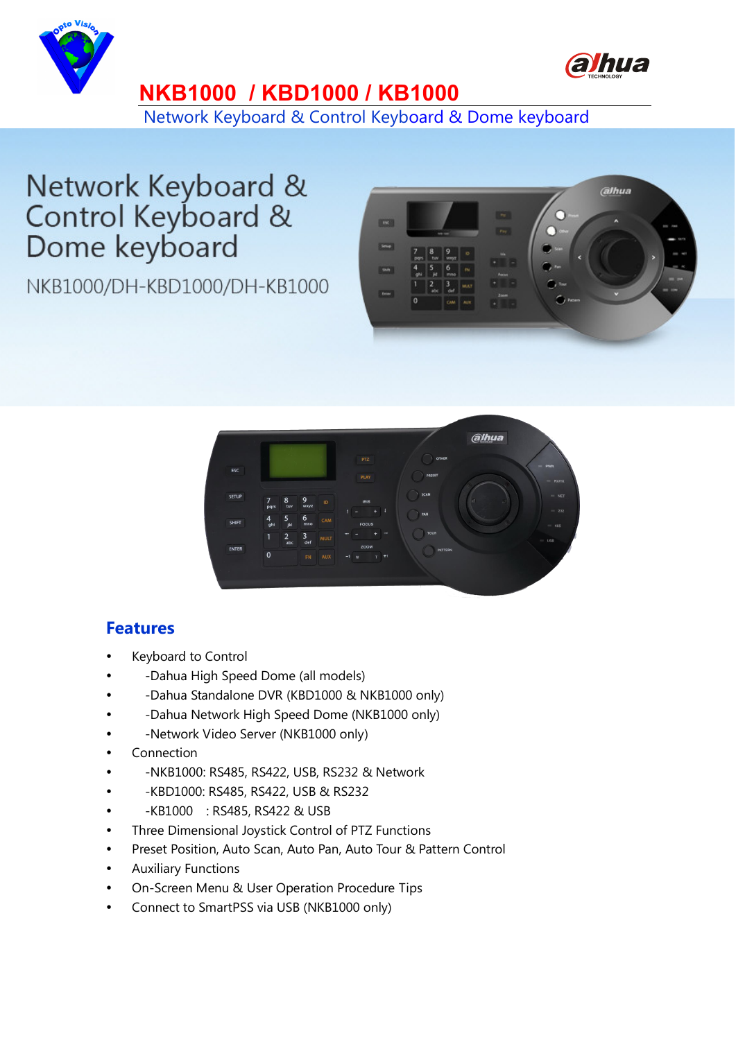# NKB1000 / KBD1000 / KB1000

Network Keyboard & Control Keyboard & Dome keyboard

## Network Keyboard & Control Keyboard & Dome keyboard

NKB1000/DH-KBD1000/DH-KB1000

## Features

- Keyboard to Control
- -Dahua High Speed Dome (all models)
- -Dahua Standalone DVR (KBD1000 & NKB1000 only)
- -Dahua Network High Speed Dome (NKB1000 only)
- -Network Video Server (NKB1000 only)
- Connection
- -NKB1000: RS485, RS422, USB, RS232 & Network
- -KBD1000: RS485, RS422, USB & RS232
- -KB1000 : RS485, RS422 & USB
- Three Dimensional Joystick Control of PTZ Functions
- Preset Position, Auto Scan, Auto Pan, Auto Tour & Pattern Control
- Auxiliary Functions
- On-Screen Menu & User Operation Procedure Tips
- Connect to SmartPSS via USB (NKB1000 only)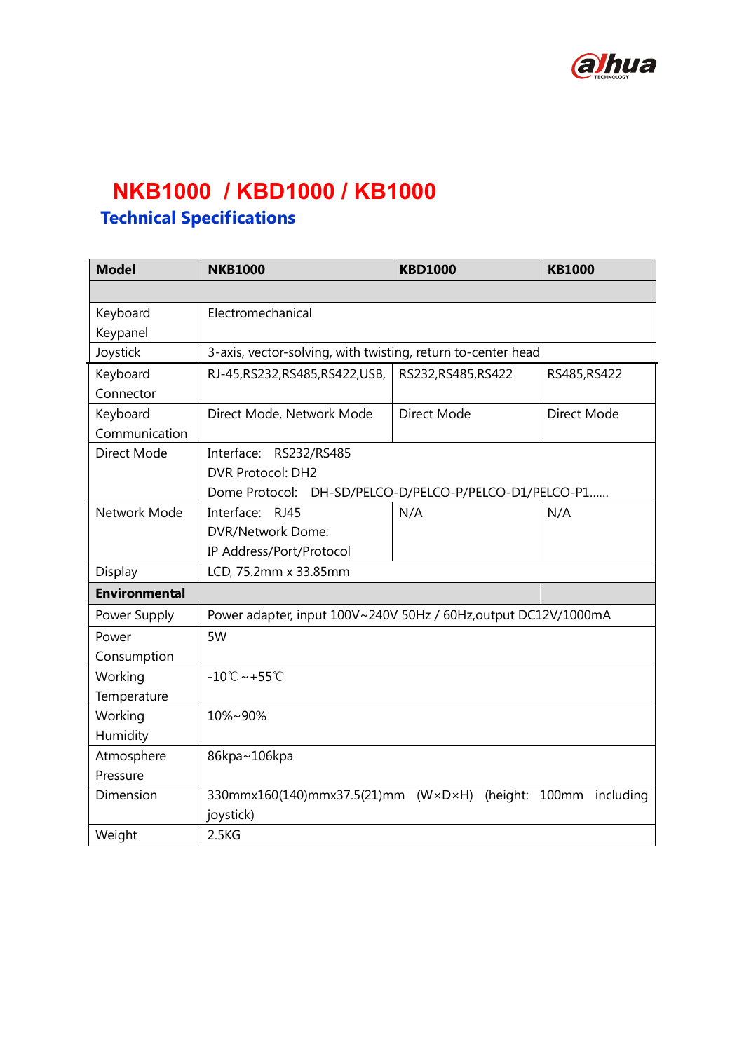# NKB1000 / KBD1000 / KB1000

## Technical Specifications

| Model | NKB1000 | KBD1000 | KB1000 |
|---|---|---|---|
| | | | |
| Keyboard Keypanel | Electromechanical | | |
| Joystick | 3-axis, vector-solving, with twisting, return to-center head | | |
| Keyboard Connector | RJ-45,RS232,RS485,RS422,USB, | RS232,RS485,RS422 | RS485,RS422 |
| Keyboard Communication | Direct Mode, Network Mode | Direct Mode | Direct Mode |
| Direct Mode | Interface: RS232/RS485<br>DVR Protocol: DH2<br>Dome Protocol: DH-SD/PELCO-D/PELCO-P/PELCO-D1/PELCO-P1...... | | |
| Network Mode | Interface: RJ45<br>DVR/Network Dome:<br>IP Address/Port/Protocol | N/A | N/A |
| Display | LCD, 75.2mm x 33.85mm | | |
| **Environmental** | | | |
| Power Supply | Power adapter, input 100V~240V 50Hz / 60Hz,output DC12V/1000mA | | |
| Power Consumption | 5W | | |
| Working Temperature | -10℃~+55℃ | | |
| Working Humidity | 10%~90% | | |
| Atmosphere Pressure | 86kpa~106kpa | | |
| Dimension | 330mmx160(140)mmx37.5(21)mm (W×D×H) (height: 100mm including joystick) | | |
| Weight | 2.5KG | | |